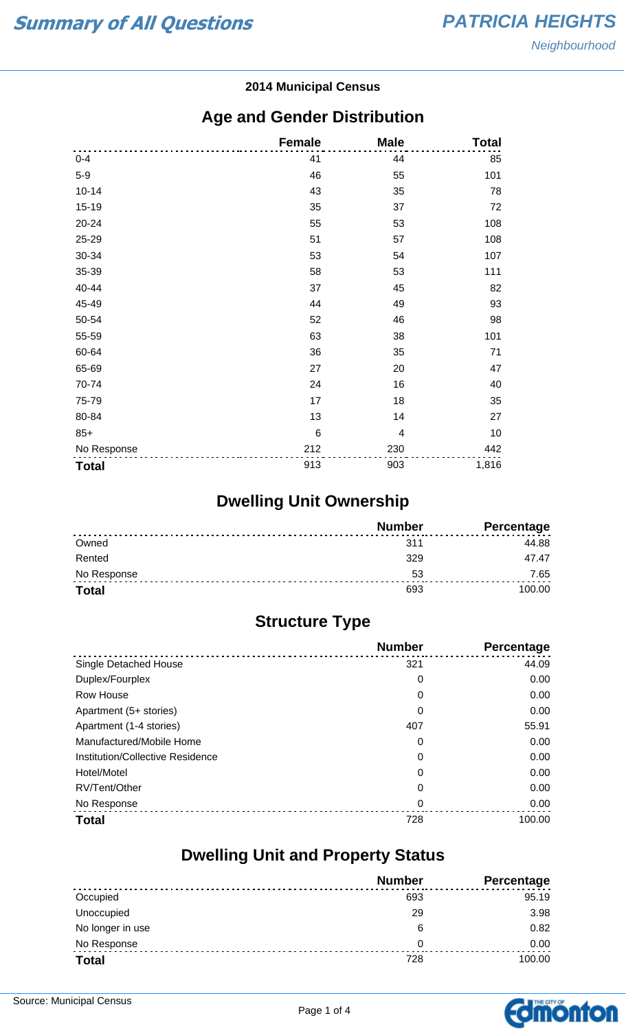# Summary of All Questions

## PATRICIA HEIGHTS

*Neighbourhood*

**2014 Municipal Census**

## Age and Gender Distribution

| | Female | Male | Total |
|---|---|---|---|
| 0-4 | 41 | 44 | 85 |
| 5-9 | 46 | 55 | 101 |
| 10-14 | 43 | 35 | 78 |
| 15-19 | 35 | 37 | 72 |
| 20-24 | 55 | 53 | 108 |
| 25-29 | 51 | 57 | 108 |
| 30-34 | 53 | 54 | 107 |
| 35-39 | 58 | 53 | 111 |
| 40-44 | 37 | 45 | 82 |
| 45-49 | 44 | 49 | 93 |
| 50-54 | 52 | 46 | 98 |
| 55-59 | 63 | 38 | 101 |
| 60-64 | 36 | 35 | 71 |
| 65-69 | 27 | 20 | 47 |
| 70-74 | 24 | 16 | 40 |
| 75-79 | 17 | 18 | 35 |
| 80-84 | 13 | 14 | 27 |
| 85+ | 6 | 4 | 10 |
| No Response | 212 | 230 | 442 |
| **Total** | 913 | 903 | 1,816 |

## Dwelling Unit Ownership

| | Number | Percentage |
|---|---|---|
| Owned | 311 | 44.88 |
| Rented | 329 | 47.47 |
| No Response | 53 | 7.65 |
| **Total** | 693 | 100.00 |

## Structure Type

| | Number | Percentage |
|---|---|---|
| Single Detached House | 321 | 44.09 |
| Duplex/Fourplex | 0 | 0.00 |
| Row House | 0 | 0.00 |
| Apartment (5+ stories) | 0 | 0.00 |
| Apartment (1-4 stories) | 407 | 55.91 |
| Manufactured/Mobile Home | 0 | 0.00 |
| Institution/Collective Residence | 0 | 0.00 |
| Hotel/Motel | 0 | 0.00 |
| RV/Tent/Other | 0 | 0.00 |
| No Response | 0 | 0.00 |
| **Total** | 728 | 100.00 |

## Dwelling Unit and Property Status

| | Number | Percentage |
|---|---|---|
| Occupied | 693 | 95.19 |
| Unoccupied | 29 | 3.98 |
| No longer in use | 6 | 0.82 |
| No Response | 0 | 0.00 |
| **Total** | 728 | 100.00 |

Source: Municipal Census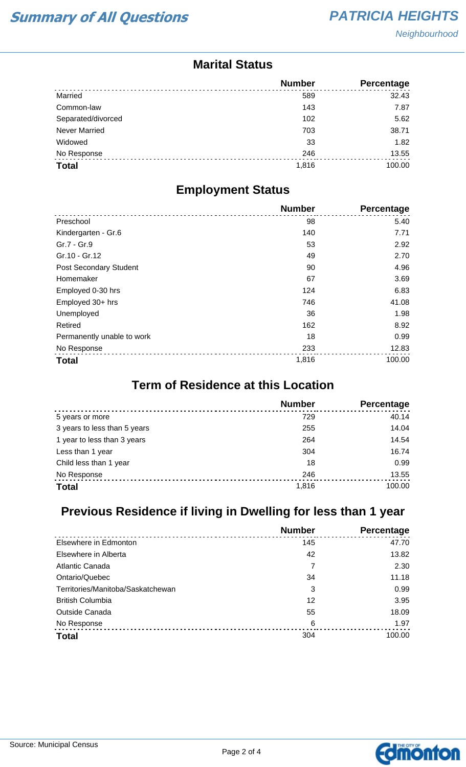## Marital Status

| | Number | Percentage |
|---|---|---|
| Married | 589 | 32.43 |
| Common-law | 143 | 7.87 |
| Separated/divorced | 102 | 5.62 |
| Never Married | 703 | 38.71 |
| Widowed | 33 | 1.82 |
| No Response | 246 | 13.55 |
| **Total** | 1,816 | 100.00 |

## Employment Status

| | Number | Percentage |
|---|---|---|
| Preschool | 98 | 5.40 |
| Kindergarten - Gr.6 | 140 | 7.71 |
| Gr.7 - Gr.9 | 53 | 2.92 |
| Gr.10 - Gr.12 | 49 | 2.70 |
| Post Secondary Student | 90 | 4.96 |
| Homemaker | 67 | 3.69 |
| Employed 0-30 hrs | 124 | 6.83 |
| Employed 30+ hrs | 746 | 41.08 |
| Unemployed | 36 | 1.98 |
| Retired | 162 | 8.92 |
| Permanently unable to work | 18 | 0.99 |
| No Response | 233 | 12.83 |
| **Total** | 1,816 | 100.00 |

## Term of Residence at this Location

| | Number | Percentage |
|---|---|---|
| 5 years or more | 729 | 40.14 |
| 3 years to less than 5 years | 255 | 14.04 |
| 1 year to less than 3 years | 264 | 14.54 |
| Less than 1 year | 304 | 16.74 |
| Child less than 1 year | 18 | 0.99 |
| No Response | 246 | 13.55 |
| **Total** | 1,816 | 100.00 |

## Previous Residence if living in Dwelling for less than 1 year

| | Number | Percentage |
|---|---|---|
| Elsewhere in Edmonton | 145 | 47.70 |
| Elsewhere in Alberta | 42 | 13.82 |
| Atlantic Canada | 7 | 2.30 |
| Ontario/Quebec | 34 | 11.18 |
| Territories/Manitoba/Saskatchewan | 3 | 0.99 |
| British Columbia | 12 | 3.95 |
| Outside Canada | 55 | 18.09 |
| No Response | 6 | 1.97 |
| **Total** | 304 | 100.00 |

Source: Municipal Census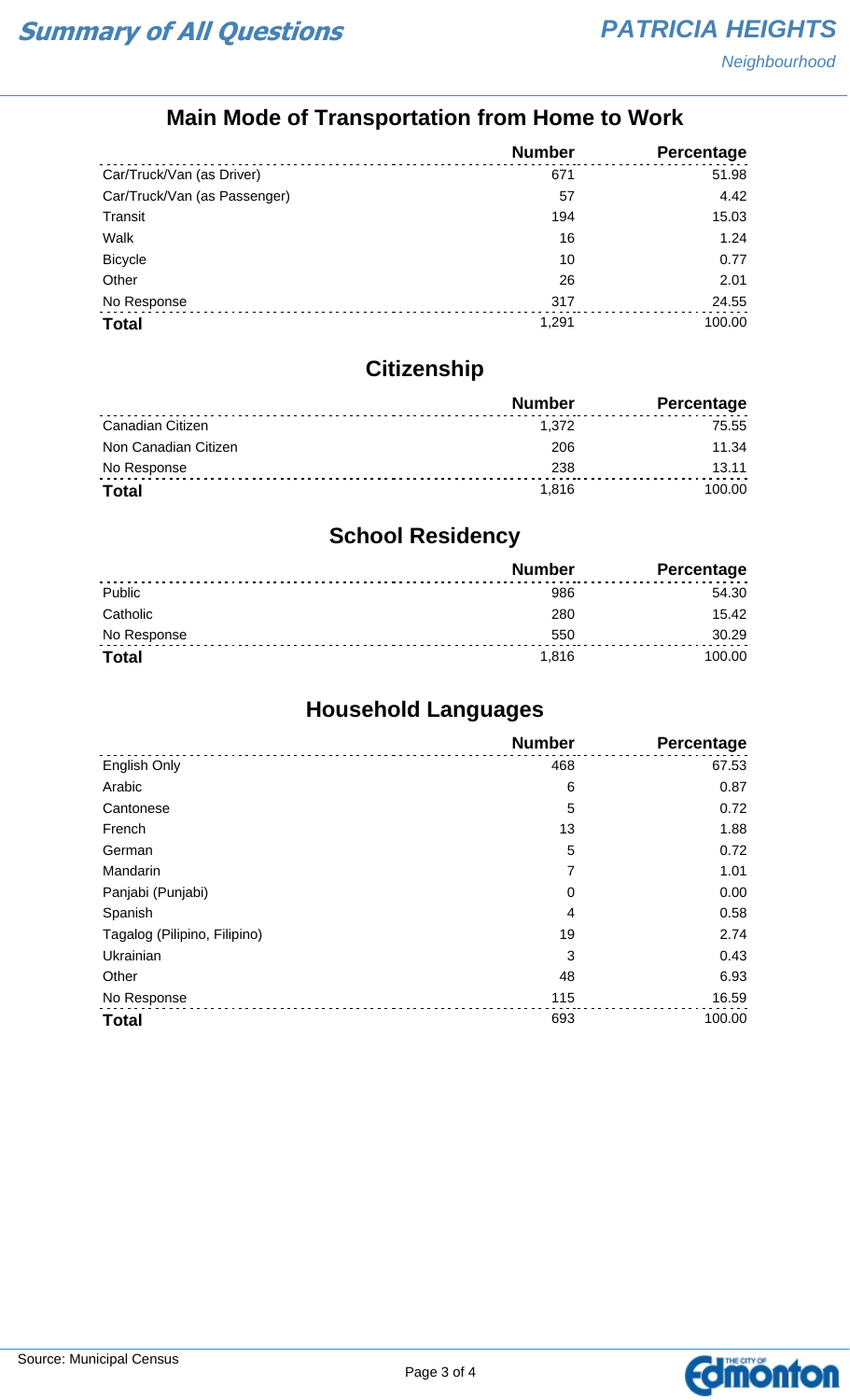## Main Mode of Transportation from Home to Work

| | Number | Percentage |
|---|---|---|
| Car/Truck/Van (as Driver) | 671 | 51.98 |
| Car/Truck/Van (as Passenger) | 57 | 4.42 |
| Transit | 194 | 15.03 |
| Walk | 16 | 1.24 |
| Bicycle | 10 | 0.77 |
| Other | 26 | 2.01 |
| No Response | 317 | 24.55 |
| **Total** | 1,291 | 100.00 |

## Citizenship

| | Number | Percentage |
|---|---|---|
| Canadian Citizen | 1,372 | 75.55 |
| Non Canadian Citizen | 206 | 11.34 |
| No Response | 238 | 13.11 |
| **Total** | 1,816 | 100.00 |

## School Residency

| | Number | Percentage |
|---|---|---|
| Public | 986 | 54.30 |
| Catholic | 280 | 15.42 |
| No Response | 550 | 30.29 |
| **Total** | 1,816 | 100.00 |

## Household Languages

| | Number | Percentage |
|---|---|---|
| English Only | 468 | 67.53 |
| Arabic | 6 | 0.87 |
| Cantonese | 5 | 0.72 |
| French | 13 | 1.88 |
| German | 5 | 0.72 |
| Mandarin | 7 | 1.01 |
| Panjabi (Punjabi) | 0 | 0.00 |
| Spanish | 4 | 0.58 |
| Tagalog (Pilipino, Filipino) | 19 | 2.74 |
| Ukrainian | 3 | 0.43 |
| Other | 48 | 6.93 |
| No Response | 115 | 16.59 |
| **Total** | 693 | 100.00 |

Source: Municipal Census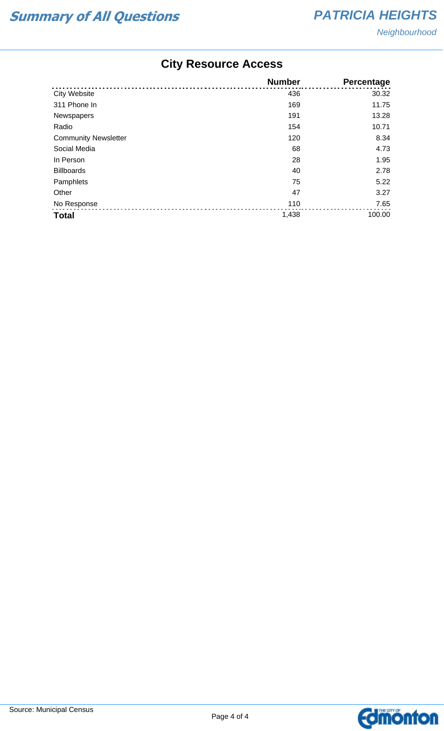# City Resource Access

| | Number | Percentage |
|---|---|---|
| City Website | 436 | 30.32 |
| 311 Phone In | 169 | 11.75 |
| Newspapers | 191 | 13.28 |
| Radio | 154 | 10.71 |
| Community Newsletter | 120 | 8.34 |
| Social Media | 68 | 4.73 |
| In Person | 28 | 1.95 |
| Billboards | 40 | 2.78 |
| Pamphlets | 75 | 5.22 |
| Other | 47 | 3.27 |
| No Response | 110 | 7.65 |
| **Total** | 1,438 | 100.00 |

Source: Municipal Census